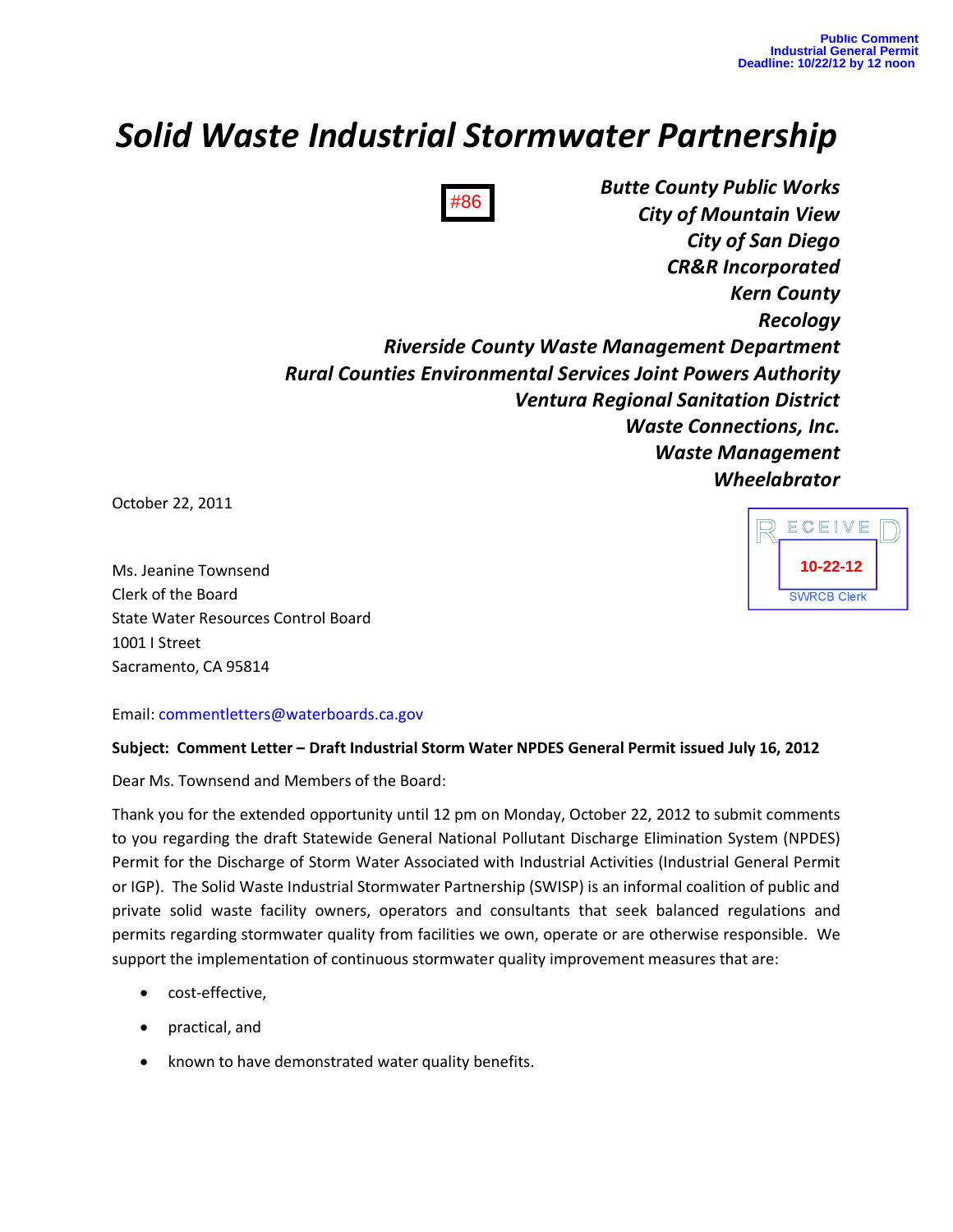Public Comment
Industrial General Permit
Deadline: 10/22/12 by 12 noon

# *Solid Waste Industrial Stormwater Partnership*

#86

***Butte County Public Works***
***City of Mountain View***
***City of San Diego***
***CR&R Incorporated***
***Kern County***
***Recology***
***Riverside County Waste Management Department***
***Rural Counties Environmental Services Joint Powers Authority***
***Ventura Regional Sanitation District***
***Waste Connections, Inc.***
***Waste Management***
***Wheelabrator***

October 22, 2011

RECEIVED
10-22-12
SWRCB Clerk

Ms. Jeanine Townsend
Clerk of the Board
State Water Resources Control Board
1001 I Street
Sacramento, CA 95814

Email: commentletters@waterboards.ca.gov

**Subject: Comment Letter – Draft Industrial Storm Water NPDES General Permit issued July 16, 2012**

Dear Ms. Townsend and Members of the Board:

Thank you for the extended opportunity until 12 pm on Monday, October 22, 2012 to submit comments to you regarding the draft Statewide General National Pollutant Discharge Elimination System (NPDES) Permit for the Discharge of Storm Water Associated with Industrial Activities (Industrial General Permit or IGP). The Solid Waste Industrial Stormwater Partnership (SWISP) is an informal coalition of public and private solid waste facility owners, operators and consultants that seek balanced regulations and permits regarding stormwater quality from facilities we own, operate or are otherwise responsible. We support the implementation of continuous stormwater quality improvement measures that are:

- cost-effective,
- practical, and
- known to have demonstrated water quality benefits.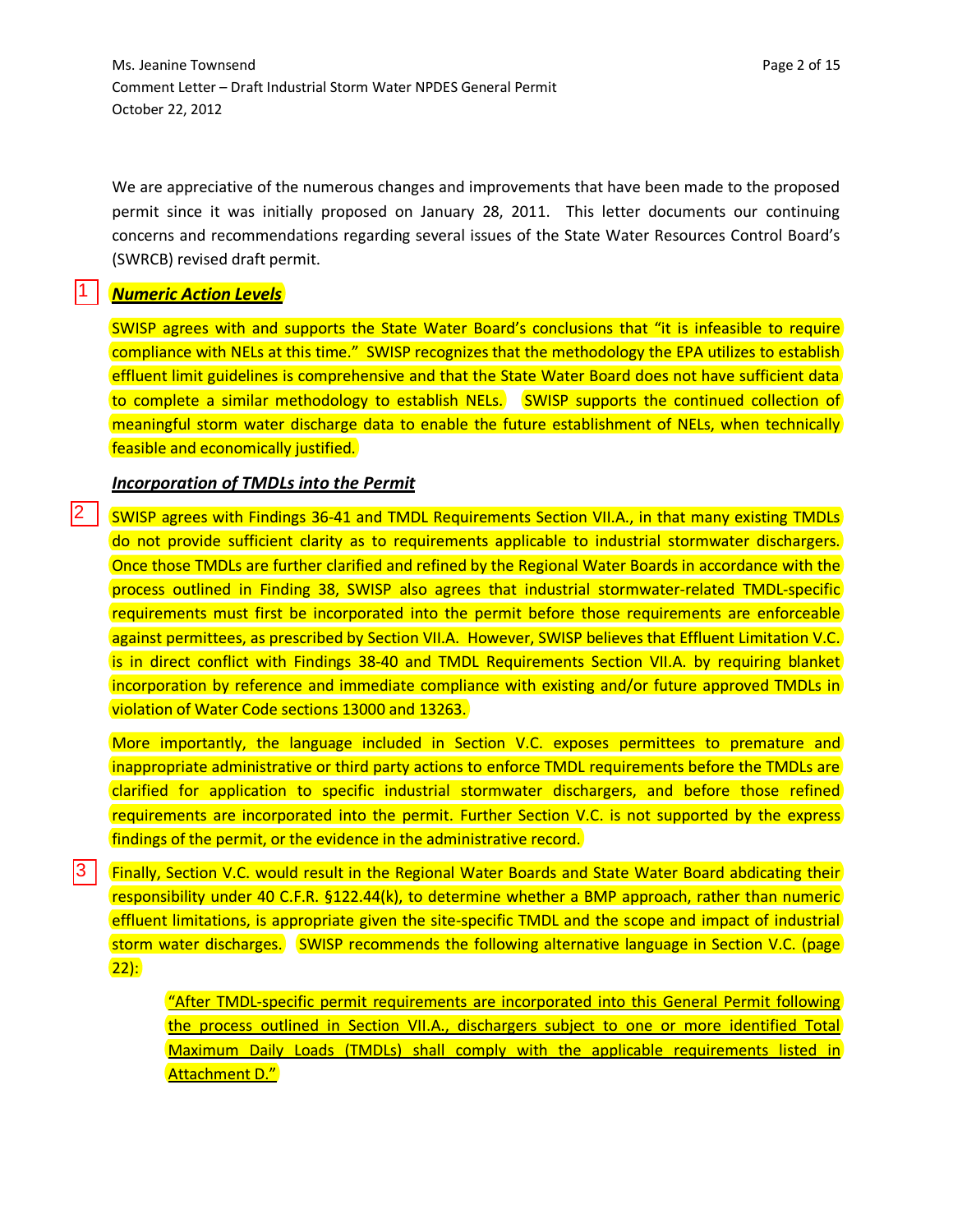We are appreciative of the numerous changes and improvements that have been made to the proposed permit since it was initially proposed on January 28, 2011. This letter documents our continuing concerns and recommendations regarding several issues of the State Water Resources Control Board's (SWRCB) revised draft permit.

1

***Numeric Action Levels***

SWISP agrees with and supports the State Water Board's conclusions that "it is infeasible to require compliance with NELs at this time." SWISP recognizes that the methodology the EPA utilizes to establish effluent limit guidelines is comprehensive and that the State Water Board does not have sufficient data to complete a similar methodology to establish NELs. SWISP supports the continued collection of meaningful storm water discharge data to enable the future establishment of NELs, when technically feasible and economically justified.

***Incorporation of TMDLs into the Permit***

2

SWISP agrees with Findings 36-41 and TMDL Requirements Section VII.A., in that many existing TMDLs do not provide sufficient clarity as to requirements applicable to industrial stormwater dischargers. Once those TMDLs are further clarified and refined by the Regional Water Boards in accordance with the process outlined in Finding 38, SWISP also agrees that industrial stormwater-related TMDL-specific requirements must first be incorporated into the permit before those requirements are enforceable against permittees, as prescribed by Section VII.A. However, SWISP believes that Effluent Limitation V.C. is in direct conflict with Findings 38-40 and TMDL Requirements Section VII.A. by requiring blanket incorporation by reference and immediate compliance with existing and/or future approved TMDLs in violation of Water Code sections 13000 and 13263.

More importantly, the language included in Section V.C. exposes permittees to premature and inappropriate administrative or third party actions to enforce TMDL requirements before the TMDLs are clarified for application to specific industrial stormwater dischargers, and before those refined requirements are incorporated into the permit. Further Section V.C. is not supported by the express findings of the permit, or the evidence in the administrative record.

3

Finally, Section V.C. would result in the Regional Water Boards and State Water Board abdicating their responsibility under 40 C.F.R. §122.44(k), to determine whether a BMP approach, rather than numeric effluent limitations, is appropriate given the site-specific TMDL and the scope and impact of industrial storm water discharges. SWISP recommends the following alternative language in Section V.C. (page 22):

> <u>"After TMDL-specific permit requirements are incorporated into this General Permit following the process outlined in Section VII.A., dischargers subject to one or more identified Total Maximum Daily Loads (TMDLs) shall comply with the applicable requirements listed in Attachment D."</u>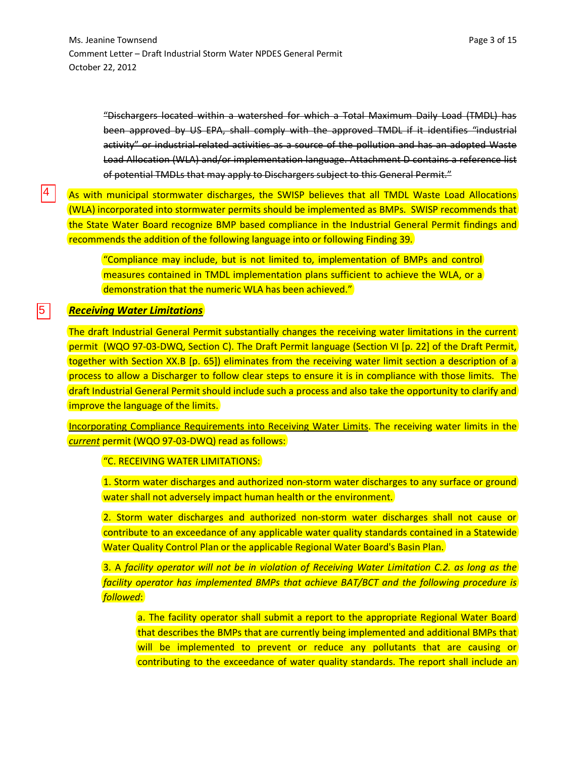~~"Dischargers located within a watershed for which a Total Maximum Daily Load (TMDL) has been approved by US EPA, shall comply with the approved TMDL if it identifies "industrial activity" or industrial-related activities as a source of the pollution and has an adopted Waste Load Allocation (WLA) and/or implementation language. Attachment D contains a reference list of potential TMDLs that may apply to Dischargers subject to this General Permit."~~

4

As with municipal stormwater discharges, the SWISP believes that all TMDL Waste Load Allocations (WLA) incorporated into stormwater permits should be implemented as BMPs. SWISP recommends that the State Water Board recognize BMP based compliance in the Industrial General Permit findings and recommends the addition of the following language into or following Finding 39.

> "Compliance may include, but is not limited to, implementation of BMPs and control measures contained in TMDL implementation plans sufficient to achieve the WLA, or a demonstration that the numeric WLA has been achieved."

5

***<u>Receiving Water Limitations</u>***

The draft Industrial General Permit substantially changes the receiving water limitations in the current permit (WQO 97-03-DWQ, Section C). The Draft Permit language (Section VI [p. 22] of the Draft Permit, together with Section XX.B [p. 65]) eliminates from the receiving water limit section a description of a process to allow a Discharger to follow clear steps to ensure it is in compliance with those limits. The draft Industrial General Permit should include such a process and also take the opportunity to clarify and improve the language of the limits.

<u>Incorporating Compliance Requirements into Receiving Water Limits</u>. The receiving water limits in the *<u>current</u>* permit (WQO 97-03-DWQ) read as follows:

> "C. RECEIVING WATER LIMITATIONS:
>
> 1. Storm water discharges and authorized non-storm water discharges to any surface or ground water shall not adversely impact human health or the environment.
>
> 2. Storm water discharges and authorized non-storm water discharges shall not cause or contribute to an exceedance of any applicable water quality standards contained in a Statewide Water Quality Control Plan or the applicable Regional Water Board's Basin Plan.
>
> 3. A *facility operator will not be in violation of Receiving Water Limitation C.2. as long as the facility operator has implemented BMPs that achieve BAT/BCT and the following procedure is followed*:
>
> > a. The facility operator shall submit a report to the appropriate Regional Water Board that describes the BMPs that are currently being implemented and additional BMPs that will be implemented to prevent or reduce any pollutants that are causing or contributing to the exceedance of water quality standards. The report shall include an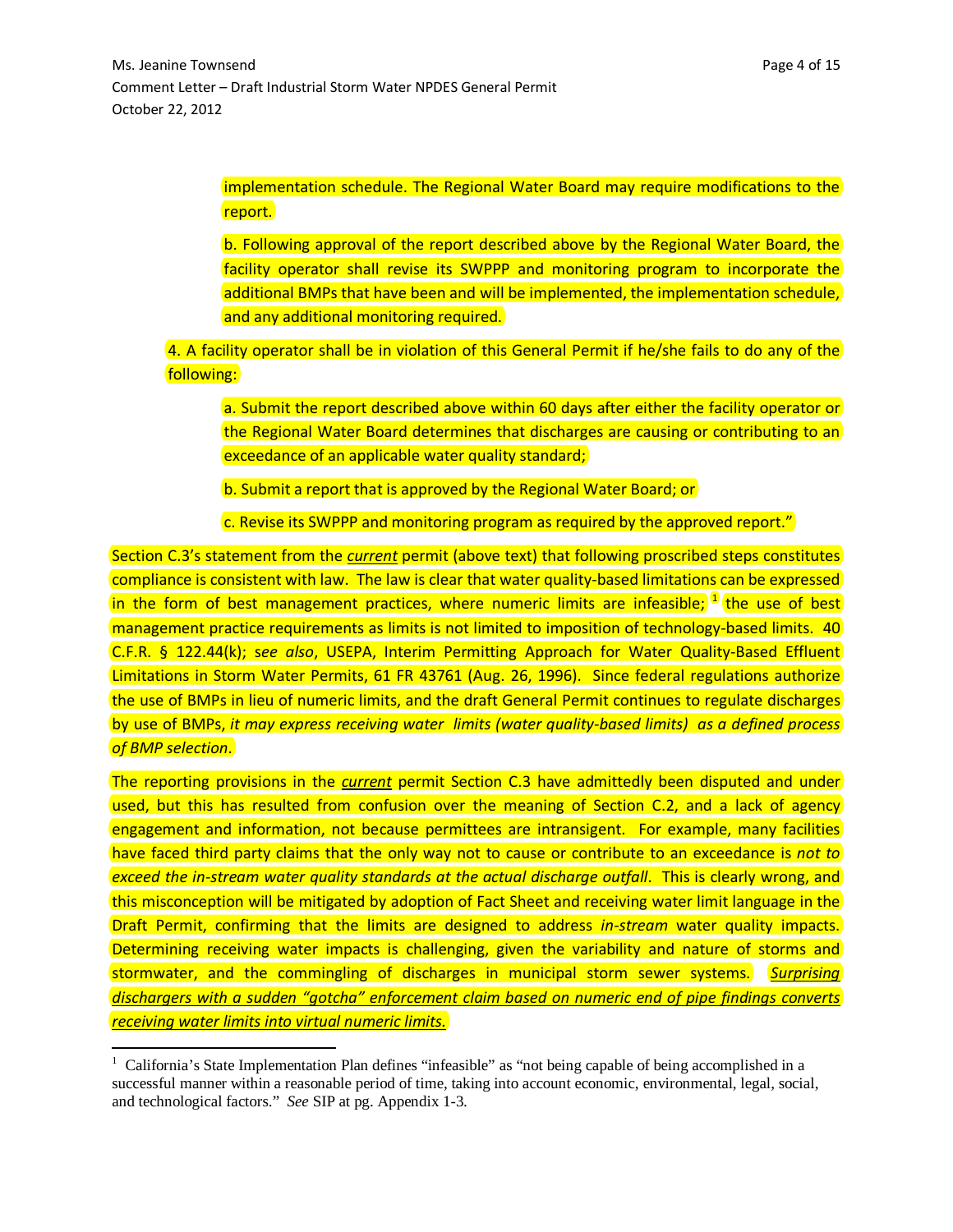implementation schedule. The Regional Water Board may require modifications to the report.

b. Following approval of the report described above by the Regional Water Board, the facility operator shall revise its SWPPP and monitoring program to incorporate the additional BMPs that have been and will be implemented, the implementation schedule, and any additional monitoring required.

4. A facility operator shall be in violation of this General Permit if he/she fails to do any of the following:

a. Submit the report described above within 60 days after either the facility operator or the Regional Water Board determines that discharges are causing or contributing to an exceedance of an applicable water quality standard;

b. Submit a report that is approved by the Regional Water Board; or

c. Revise its SWPPP and monitoring program as required by the approved report."

Section C.3's statement from the ***current*** permit (above text) that following proscribed steps constitutes compliance is consistent with law. The law is clear that water quality-based limitations can be expressed in the form of best management practices, where numeric limits are infeasible;[1] the use of best management practice requirements as limits is not limited to imposition of technology-based limits. 40 C.F.R. § 122.44(k); *see also*, USEPA, Interim Permitting Approach for Water Quality-Based Effluent Limitations in Storm Water Permits, 61 FR 43761 (Aug. 26, 1996). Since federal regulations authorize the use of BMPs in lieu of numeric limits, and the draft General Permit continues to regulate discharges by use of BMPs, *it may express receiving water limits (water quality-based limits) as a defined process of BMP selection*.

The reporting provisions in the ***current*** permit Section C.3 have admittedly been disputed and under used, but this has resulted from confusion over the meaning of Section C.2, and a lack of agency engagement and information, not because permittees are intransigent. For example, many facilities have faced third party claims that the only way not to cause or contribute to an exceedance is *not to exceed the in-stream water quality standards at the actual discharge outfall*. This is clearly wrong, and this misconception will be mitigated by adoption of Fact Sheet and receiving water limit language in the Draft Permit, confirming that the limits are designed to address *in-stream* water quality impacts. Determining receiving water impacts is challenging, given the variability and nature of storms and stormwater, and the commingling of discharges in municipal storm sewer systems. ***Surprising dischargers with a sudden "gotcha" enforcement claim based on numeric end of pipe findings converts receiving water limits into virtual numeric limits.***

---

[1] California's State Implementation Plan defines "infeasible" as "not being capable of being accomplished in a successful manner within a reasonable period of time, taking into account economic, environmental, legal, social, and technological factors." *See* SIP at pg. Appendix 1-3.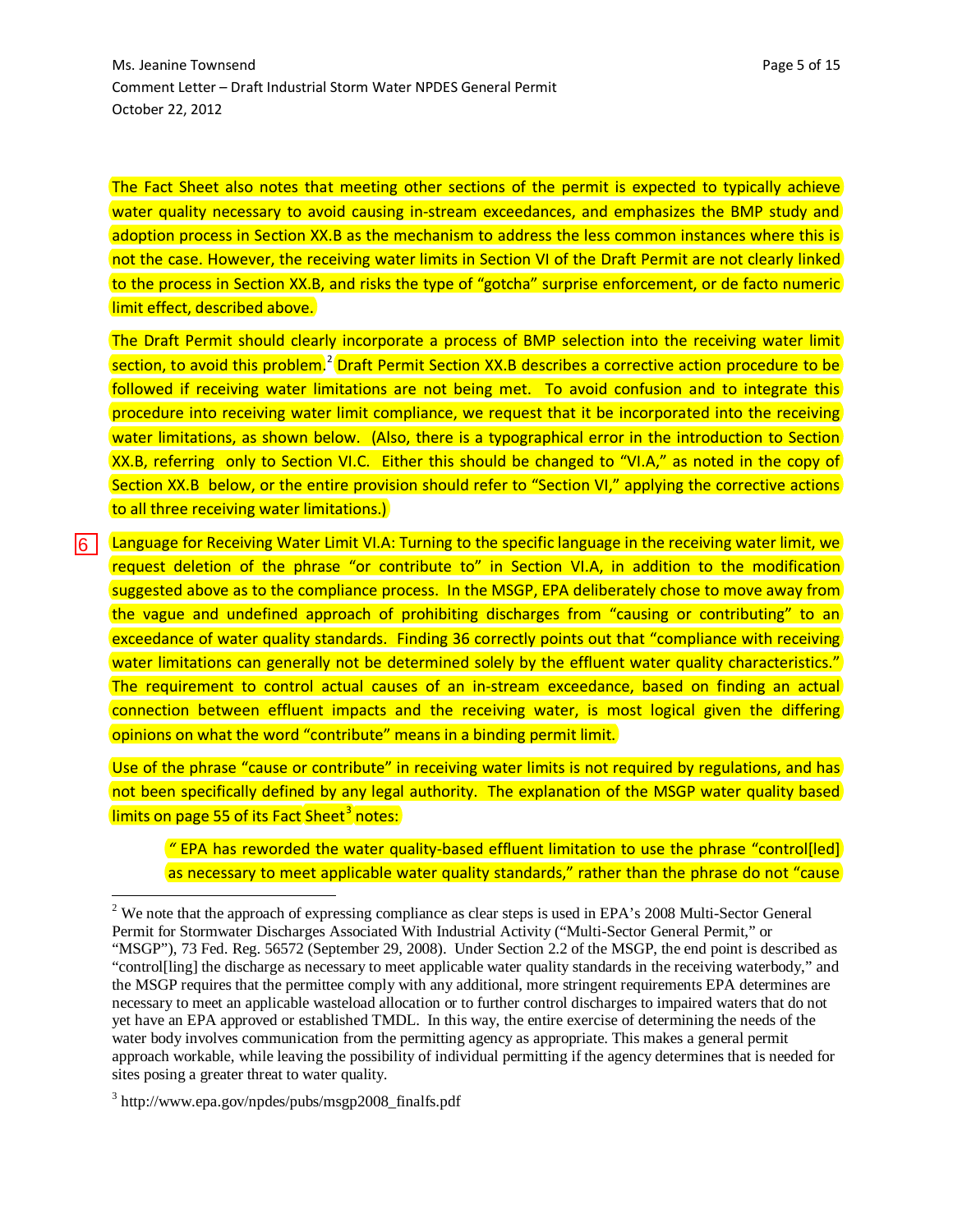The Fact Sheet also notes that meeting other sections of the permit is expected to typically achieve water quality necessary to avoid causing in-stream exceedances, and emphasizes the BMP study and adoption process in Section XX.B as the mechanism to address the less common instances where this is not the case. However, the receiving water limits in Section VI of the Draft Permit are not clearly linked to the process in Section XX.B, and risks the type of "gotcha" surprise enforcement, or de facto numeric limit effect, described above.

The Draft Permit should clearly incorporate a process of BMP selection into the receiving water limit section, to avoid this problem.[2] Draft Permit Section XX.B describes a corrective action procedure to be followed if receiving water limitations are not being met. To avoid confusion and to integrate this procedure into receiving water limit compliance, we request that it be incorporated into the receiving water limitations, as shown below. (Also, there is a typographical error in the introduction to Section XX.B, referring only to Section VI.C. Either this should be changed to "VI.A," as noted in the copy of Section XX.B below, or the entire provision should refer to "Section VI," applying the corrective actions to all three receiving water limitations.)

6 Language for Receiving Water Limit VI.A: Turning to the specific language in the receiving water limit, we request deletion of the phrase "or contribute to" in Section VI.A, in addition to the modification suggested above as to the compliance process. In the MSGP, EPA deliberately chose to move away from the vague and undefined approach of prohibiting discharges from "causing or contributing" to an exceedance of water quality standards. Finding 36 correctly points out that "compliance with receiving water limitations can generally not be determined solely by the effluent water quality characteristics." The requirement to control actual causes of an in-stream exceedance, based on finding an actual connection between effluent impacts and the receiving water, is most logical given the differing opinions on what the word "contribute" means in a binding permit limit.

Use of the phrase "cause or contribute" in receiving water limits is not required by regulations, and has not been specifically defined by any legal authority. The explanation of the MSGP water quality based limits on page 55 of its Fact Sheet[3] notes:

> " EPA has reworded the water quality-based effluent limitation to use the phrase "control[led] as necessary to meet applicable water quality standards," rather than the phrase do not "cause

---

[2] We note that the approach of expressing compliance as clear steps is used in EPA's 2008 Multi-Sector General Permit for Stormwater Discharges Associated With Industrial Activity ("Multi-Sector General Permit," or "MSGP"), 73 Fed. Reg. 56572 (September 29, 2008). Under Section 2.2 of the MSGP, the end point is described as "control[ling] the discharge as necessary to meet applicable water quality standards in the receiving waterbody," and the MSGP requires that the permittee comply with any additional, more stringent requirements EPA determines are necessary to meet an applicable wasteload allocation or to further control discharges to impaired waters that do not yet have an EPA approved or established TMDL. In this way, the entire exercise of determining the needs of the water body involves communication from the permitting agency as appropriate. This makes a general permit approach workable, while leaving the possibility of individual permitting if the agency determines that is needed for sites posing a greater threat to water quality.

[3] http://www.epa.gov/npdes/pubs/msgp2008_finalfs.pdf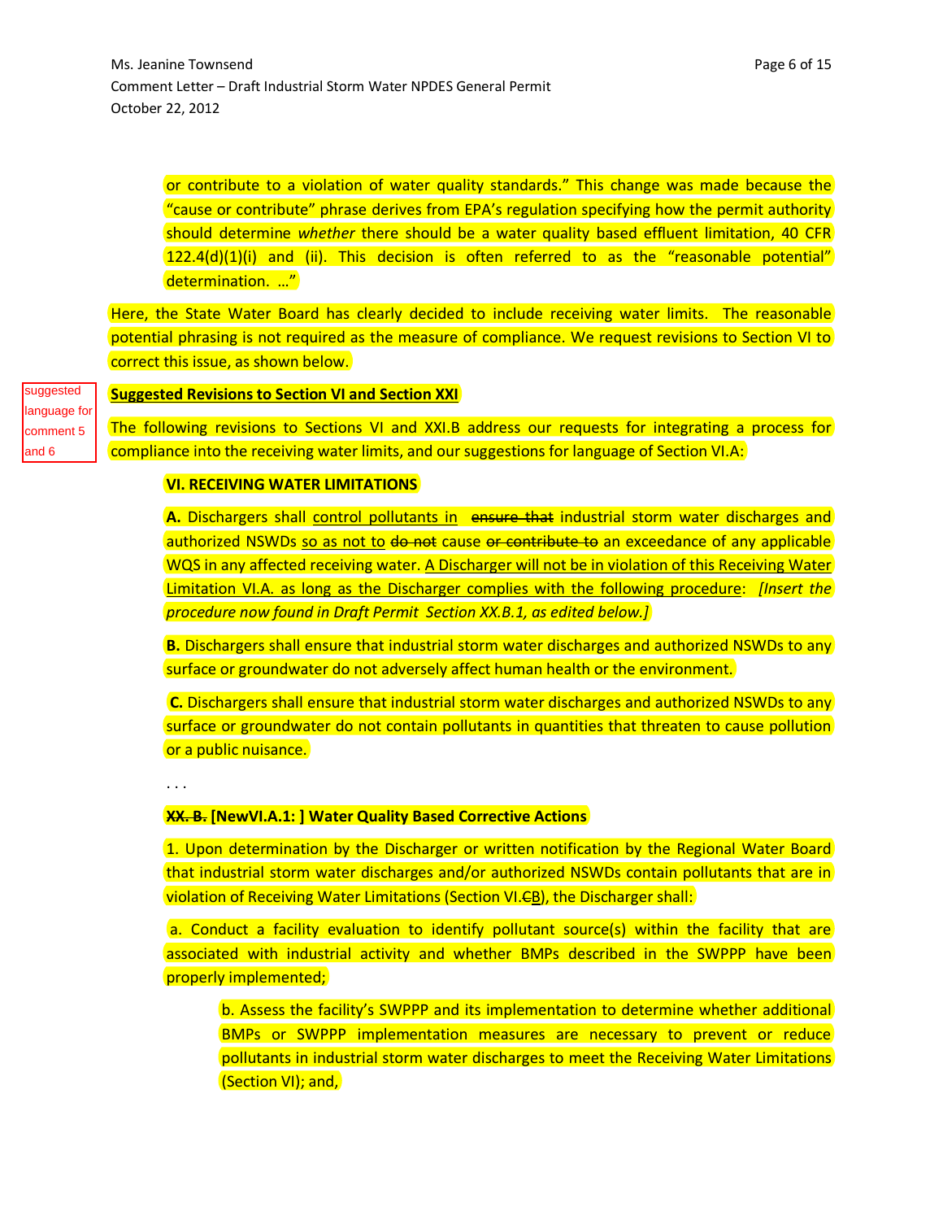or contribute to a violation of water quality standards." This change was made because the "cause or contribute" phrase derives from EPA's regulation specifying how the permit authority should determine *whether* there should be a water quality based effluent limitation, 40 CFR 122.4(d)(1)(i) and (ii). This decision is often referred to as the "reasonable potential" determination. …"

Here, the State Water Board has clearly decided to include receiving water limits. The reasonable potential phrasing is not required as the measure of compliance. We request revisions to Section VI to correct this issue, as shown below.

suggested language for comment 5 and 6

**Suggested Revisions to Section VI and Section XXI**

The following revisions to Sections VI and XXI.B address our requests for integrating a process for compliance into the receiving water limits, and our suggestions for language of Section VI.A:

**VI. RECEIVING WATER LIMITATIONS**

**A.** Dischargers shall <u>control pollutants in</u> ~~ensure that~~ industrial storm water discharges and authorized NSWDs <u>so as not to</u> ~~do not~~ cause ~~or contribute to~~ an exceedance of any applicable WQS in any affected receiving water. <u>A Discharger will not be in violation of this Receiving Water Limitation VI.A. as long as the Discharger complies with the following procedure</u>: *[Insert the procedure now found in Draft Permit Section XX.B.1, as edited below.]*

**B.** Dischargers shall ensure that industrial storm water discharges and authorized NSWDs to any surface or groundwater do not adversely affect human health or the environment.

**C.** Dischargers shall ensure that industrial storm water discharges and authorized NSWDs to any surface or groundwater do not contain pollutants in quantities that threaten to cause pollution or a public nuisance.

. . .

**~~XX. B.~~ [NewVI.A.1: ] Water Quality Based Corrective Actions**

1. Upon determination by the Discharger or written notification by the Regional Water Board that industrial storm water discharges and/or authorized NSWDs contain pollutants that are in violation of Receiving Water Limitations (Section VI.~~C~~<u>B</u>), the Discharger shall:

a. Conduct a facility evaluation to identify pollutant source(s) within the facility that are associated with industrial activity and whether BMPs described in the SWPPP have been properly implemented;

b. Assess the facility's SWPPP and its implementation to determine whether additional BMPs or SWPPP implementation measures are necessary to prevent or reduce pollutants in industrial storm water discharges to meet the Receiving Water Limitations (Section VI); and,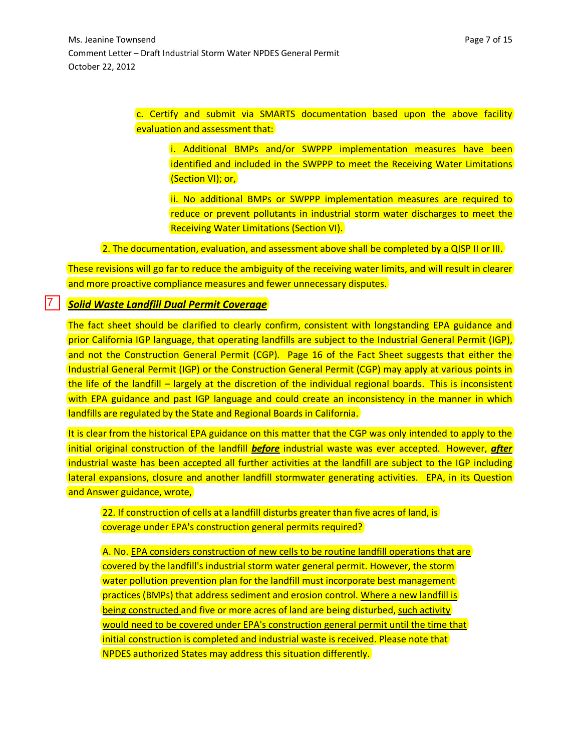c. Certify and submit via SMARTS documentation based upon the above facility evaluation and assessment that:

i. Additional BMPs and/or SWPPP implementation measures have been identified and included in the SWPPP to meet the Receiving Water Limitations (Section VI); or,

ii. No additional BMPs or SWPPP implementation measures are required to reduce or prevent pollutants in industrial storm water discharges to meet the Receiving Water Limitations (Section VI).

2. The documentation, evaluation, and assessment above shall be completed by a QISP II or III.

These revisions will go far to reduce the ambiguity of the receiving water limits, and will result in clearer and more proactive compliance measures and fewer unnecessary disputes.

7 ***Solid Waste Landfill Dual Permit Coverage***

The fact sheet should be clarified to clearly confirm, consistent with longstanding EPA guidance and prior California IGP language, that operating landfills are subject to the Industrial General Permit (IGP), and not the Construction General Permit (CGP). Page 16 of the Fact Sheet suggests that either the Industrial General Permit (IGP) or the Construction General Permit (CGP) may apply at various points in the life of the landfill – largely at the discretion of the individual regional boards. This is inconsistent with EPA guidance and past IGP language and could create an inconsistency in the manner in which landfills are regulated by the State and Regional Boards in California.

It is clear from the historical EPA guidance on this matter that the CGP was only intended to apply to the initial original construction of the landfill ***before*** industrial waste was ever accepted. However, ***after*** industrial waste has been accepted all further activities at the landfill are subject to the IGP including lateral expansions, closure and another landfill stormwater generating activities. EPA, in its Question and Answer guidance, wrote,

> 22. If construction of cells at a landfill disturbs greater than five acres of land, is coverage under EPA's construction general permits required?
>
> A. No. EPA considers construction of new cells to be routine landfill operations that are covered by the landfill's industrial storm water general permit. However, the storm water pollution prevention plan for the landfill must incorporate best management practices (BMPs) that address sediment and erosion control. Where a new landfill is being constructed and five or more acres of land are being disturbed, such activity would need to be covered under EPA's construction general permit until the time that initial construction is completed and industrial waste is received. Please note that NPDES authorized States may address this situation differently.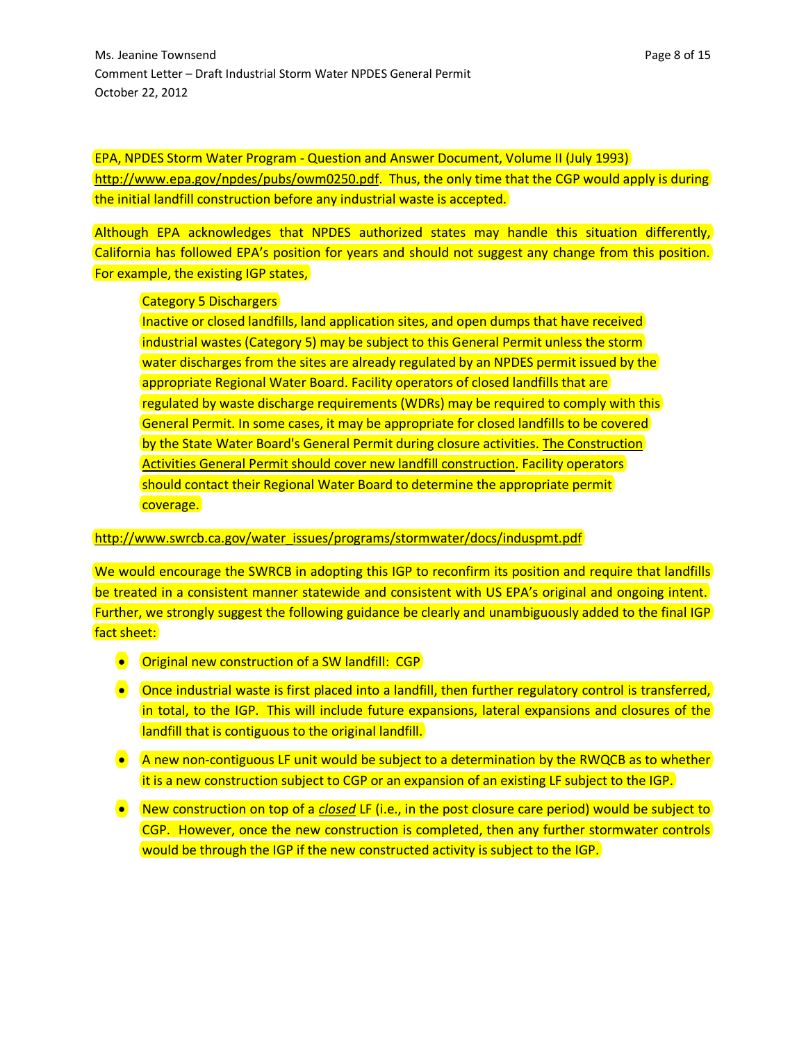EPA, NPDES Storm Water Program - Question and Answer Document, Volume II (July 1993) http://www.epa.gov/npdes/pubs/owm0250.pdf. Thus, the only time that the CGP would apply is during the initial landfill construction before any industrial waste is accepted.

Although EPA acknowledges that NPDES authorized states may handle this situation differently, California has followed EPA's position for years and should not suggest any change from this position. For example, the existing IGP states,

> Category 5 Dischargers
> Inactive or closed landfills, land application sites, and open dumps that have received industrial wastes (Category 5) may be subject to this General Permit unless the storm water discharges from the sites are already regulated by an NPDES permit issued by the appropriate Regional Water Board. Facility operators of closed landfills that are regulated by waste discharge requirements (WDRs) may be required to comply with this General Permit. In some cases, it may be appropriate for closed landfills to be covered by the State Water Board's General Permit during closure activities. <u>The Construction Activities General Permit should cover new landfill construction</u>. Facility operators should contact their Regional Water Board to determine the appropriate permit coverage.

http://www.swrcb.ca.gov/water_issues/programs/stormwater/docs/induspmt.pdf

We would encourage the SWRCB in adopting this IGP to reconfirm its position and require that landfills be treated in a consistent manner statewide and consistent with US EPA's original and ongoing intent. Further, we strongly suggest the following guidance be clearly and unambiguously added to the final IGP fact sheet:

- Original new construction of a SW landfill: CGP
- Once industrial waste is first placed into a landfill, then further regulatory control is transferred, in total, to the IGP. This will include future expansions, lateral expansions and closures of the landfill that is contiguous to the original landfill.
- A new non-contiguous LF unit would be subject to a determination by the RWQCB as to whether it is a new construction subject to CGP or an expansion of an existing LF subject to the IGP.
- New construction on top of a ***closed*** LF (i.e., in the post closure care period) would be subject to CGP. However, once the new construction is completed, then any further stormwater controls would be through the IGP if the new constructed activity is subject to the IGP.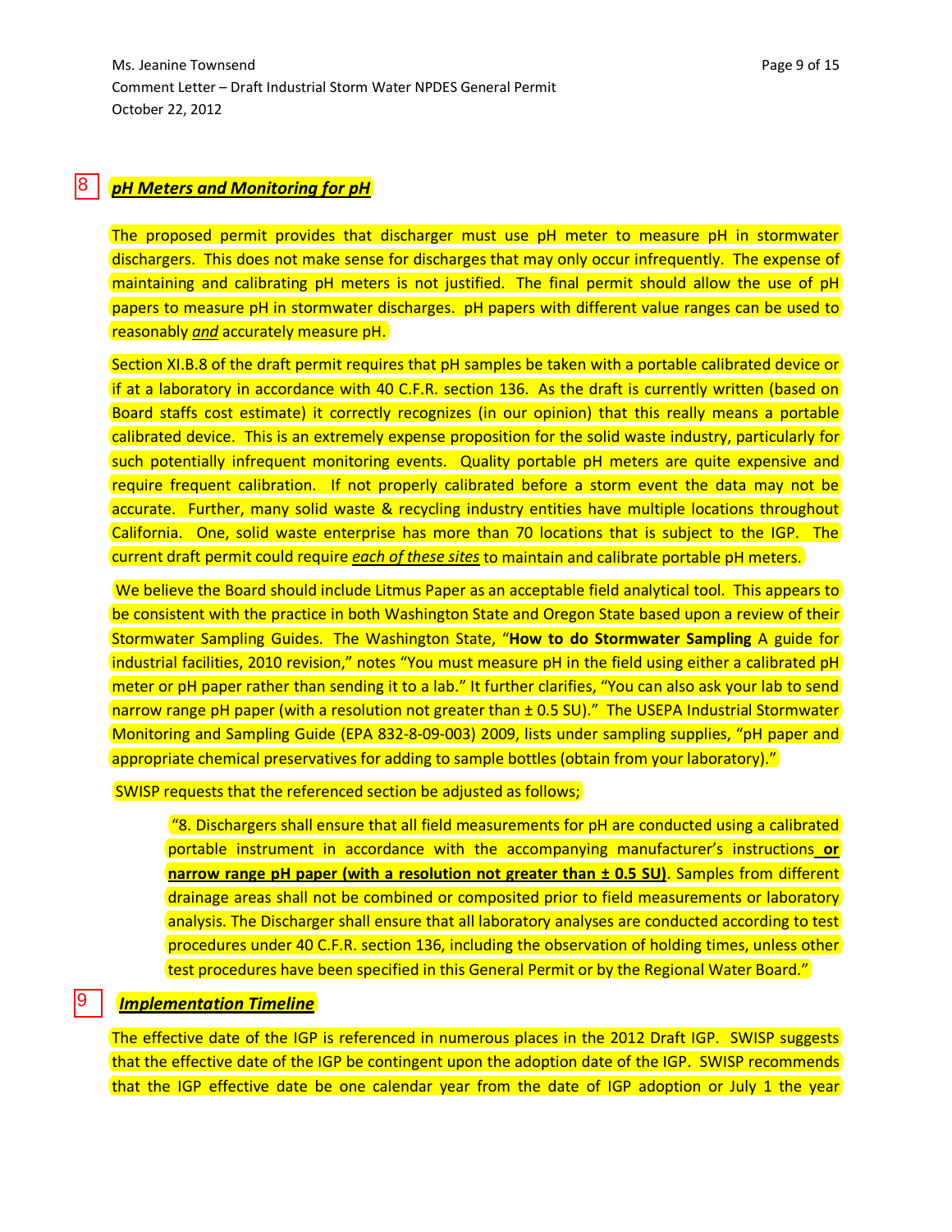8 ***pH Meters and Monitoring for pH***

The proposed permit provides that discharger must use pH meter to measure pH in stormwater dischargers. This does not make sense for discharges that may only occur infrequently. The expense of maintaining and calibrating pH meters is not justified. The final permit should allow the use of pH papers to measure pH in stormwater discharges. pH papers with different value ranges can be used to reasonably *and* accurately measure pH.

Section XI.B.8 of the draft permit requires that pH samples be taken with a portable calibrated device or if at a laboratory in accordance with 40 C.F.R. section 136. As the draft is currently written (based on Board staffs cost estimate) it correctly recognizes (in our opinion) that this really means a portable calibrated device. This is an extremely expense proposition for the solid waste industry, particularly for such potentially infrequent monitoring events. Quality portable pH meters are quite expensive and require frequent calibration. If not properly calibrated before a storm event the data may not be accurate. Further, many solid waste & recycling industry entities have multiple locations throughout California. One, solid waste enterprise has more than 70 locations that is subject to the IGP. The current draft permit could require *each of these sites* to maintain and calibrate portable pH meters.

We believe the Board should include Litmus Paper as an acceptable field analytical tool. This appears to be consistent with the practice in both Washington State and Oregon State based upon a review of their Stormwater Sampling Guides. The Washington State, "**How to do Stormwater Sampling** A guide for industrial facilities, 2010 revision," notes "You must measure pH in the field using either a calibrated pH meter or pH paper rather than sending it to a lab." It further clarifies, "You can also ask your lab to send narrow range pH paper (with a resolution not greater than ± 0.5 SU)." The USEPA Industrial Stormwater Monitoring and Sampling Guide (EPA 832-8-09-003) 2009, lists under sampling supplies, "pH paper and appropriate chemical preservatives for adding to sample bottles (obtain from your laboratory)."

SWISP requests that the referenced section be adjusted as follows;

> "8. Dischargers shall ensure that all field measurements for pH are conducted using a calibrated portable instrument in accordance with the accompanying manufacturer's instructions **or narrow range pH paper (with a resolution not greater than ± 0.5 SU)**. Samples from different drainage areas shall not be combined or composited prior to field measurements or laboratory analysis. The Discharger shall ensure that all laboratory analyses are conducted according to test procedures under 40 C.F.R. section 136, including the observation of holding times, unless other test procedures have been specified in this General Permit or by the Regional Water Board."

9 ***Implementation Timeline***

The effective date of the IGP is referenced in numerous places in the 2012 Draft IGP. SWISP suggests that the effective date of the IGP be contingent upon the adoption date of the IGP. SWISP recommends that the IGP effective date be one calendar year from the date of IGP adoption or July 1 the year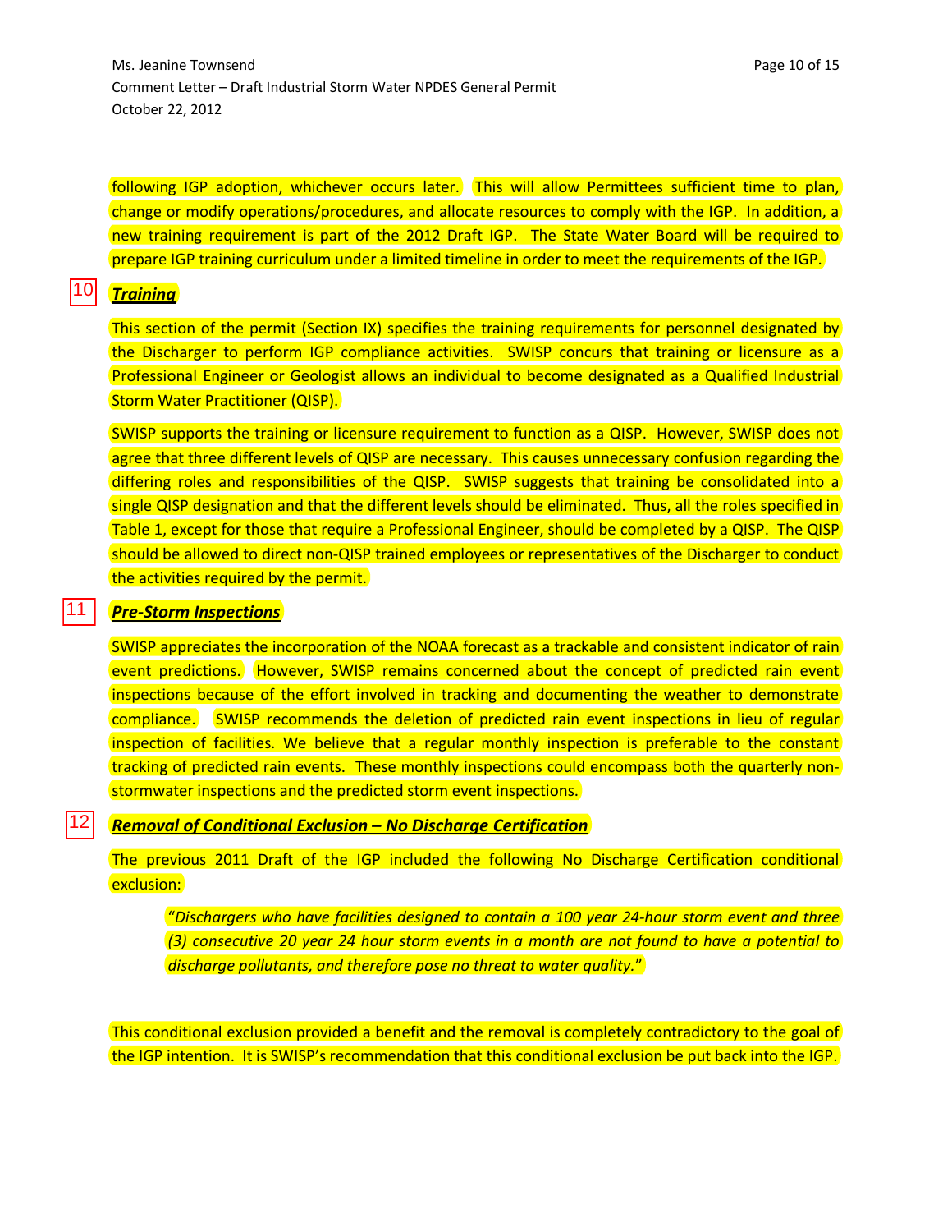following IGP adoption, whichever occurs later. This will allow Permittees sufficient time to plan, change or modify operations/procedures, and allocate resources to comply with the IGP. In addition, a new training requirement is part of the 2012 Draft IGP. The State Water Board will be required to prepare IGP training curriculum under a limited timeline in order to meet the requirements of the IGP.

10

***Training***

This section of the permit (Section IX) specifies the training requirements for personnel designated by the Discharger to perform IGP compliance activities. SWISP concurs that training or licensure as a Professional Engineer or Geologist allows an individual to become designated as a Qualified Industrial Storm Water Practitioner (QISP).

SWISP supports the training or licensure requirement to function as a QISP. However, SWISP does not agree that three different levels of QISP are necessary. This causes unnecessary confusion regarding the differing roles and responsibilities of the QISP. SWISP suggests that training be consolidated into a single QISP designation and that the different levels should be eliminated. Thus, all the roles specified in Table 1, except for those that require a Professional Engineer, should be completed by a QISP. The QISP should be allowed to direct non-QISP trained employees or representatives of the Discharger to conduct the activities required by the permit.

11

***Pre-Storm Inspections***

SWISP appreciates the incorporation of the NOAA forecast as a trackable and consistent indicator of rain event predictions. However, SWISP remains concerned about the concept of predicted rain event inspections because of the effort involved in tracking and documenting the weather to demonstrate compliance. SWISP recommends the deletion of predicted rain event inspections in lieu of regular inspection of facilities. We believe that a regular monthly inspection is preferable to the constant tracking of predicted rain events. These monthly inspections could encompass both the quarterly non-stormwater inspections and the predicted storm event inspections.

12

***Removal of Conditional Exclusion – No Discharge Certification***

The previous 2011 Draft of the IGP included the following No Discharge Certification conditional exclusion:

> *"Dischargers who have facilities designed to contain a 100 year 24-hour storm event and three (3) consecutive 20 year 24 hour storm events in a month are not found to have a potential to discharge pollutants, and therefore pose no threat to water quality."*

This conditional exclusion provided a benefit and the removal is completely contradictory to the goal of the IGP intention. It is SWISP's recommendation that this conditional exclusion be put back into the IGP.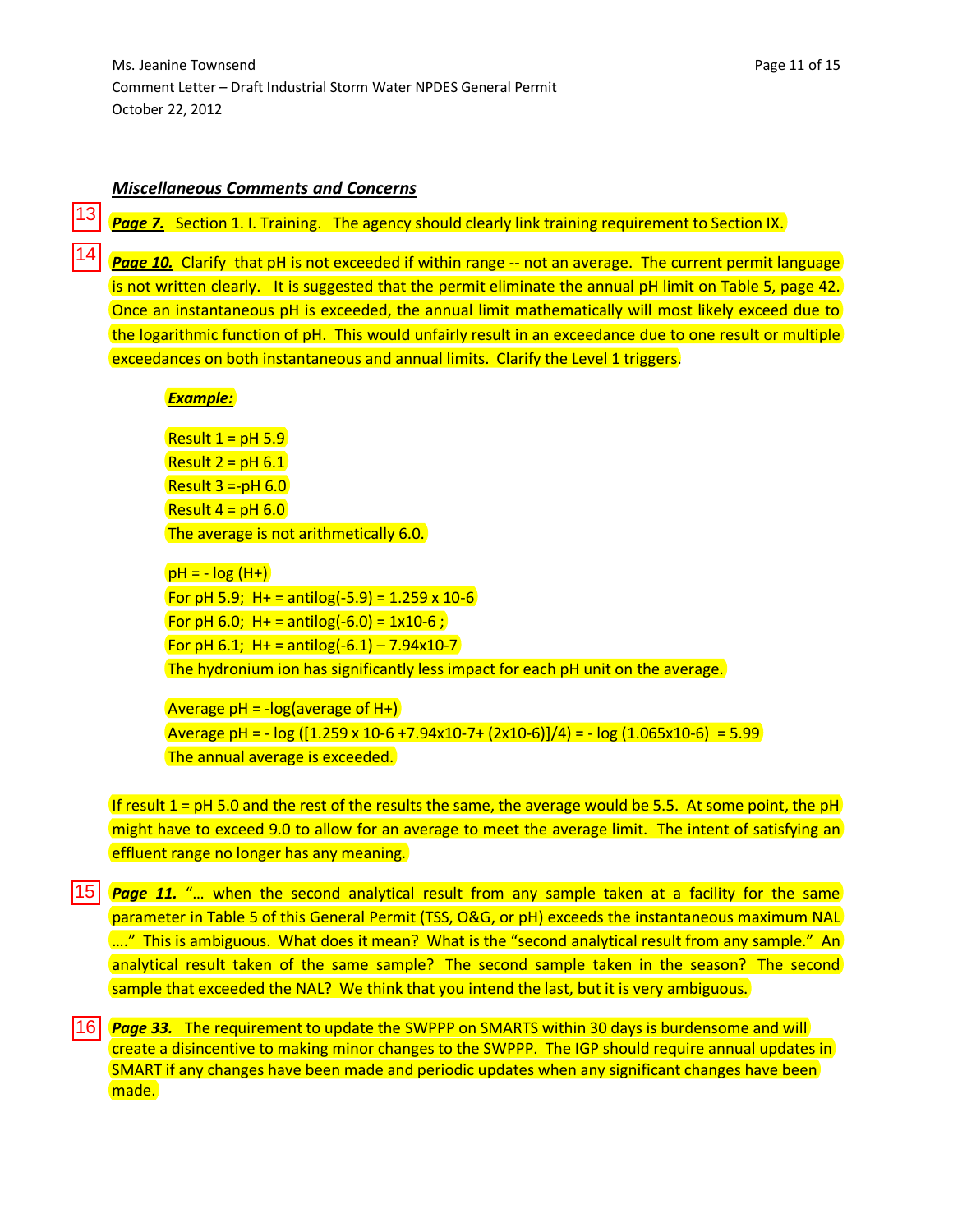## *Miscellaneous Comments and Concerns*

13 ***Page 7.*** Section 1. I. Training. The agency should clearly link training requirement to Section IX.

14 ***Page 10.*** Clarify that pH is not exceeded if within range -- not an average. The current permit language is not written clearly. It is suggested that the permit eliminate the annual pH limit on Table 5, page 42. Once an instantaneous pH is exceeded, the annual limit mathematically will most likely exceed due to the logarithmic function of pH. This would unfairly result in an exceedance due to one result or multiple exceedances on both instantaneous and annual limits. Clarify the Level 1 triggers.

***Example:***

Result 1 = pH 5.9
Result 2 = pH 6.1
Result 3 =-pH 6.0
Result 4 = pH 6.0
The average is not arithmetically 6.0.

pH = - log (H+)
For pH 5.9; H+ = antilog(-5.9) = $1.259 \times 10^{-6}$
For pH 6.0; H+ = antilog(-6.0) = $1 \times 10^{-6}$ ;
For pH 6.1; H+ = antilog(-6.1) – $7.94 \times 10^{-7}$
The hydronium ion has significantly less impact for each pH unit on the average.

Average pH = -log(average of H+)
Average pH = - log ([$1.259 \times 10^{-6}$ + $7.94 \times 10^{-7}$ + ($2 \times 10^{-6}$)]/4) = - log ($1.065 \times 10^{-6}$) = 5.99
The annual average is exceeded.

If result 1 = pH 5.0 and the rest of the results the same, the average would be 5.5. At some point, the pH might have to exceed 9.0 to allow for an average to meet the average limit. The intent of satisfying an effluent range no longer has any meaning.

15 ***Page 11.*** "… when the second analytical result from any sample taken at a facility for the same parameter in Table 5 of this General Permit (TSS, O&G, or pH) exceeds the instantaneous maximum NAL …." This is ambiguous. What does it mean? What is the "second analytical result from any sample." An analytical result taken of the same sample? The second sample taken in the season? The second sample that exceeded the NAL? We think that you intend the last, but it is very ambiguous.

16 ***Page 33.*** The requirement to update the SWPPP on SMARTS within 30 days is burdensome and will create a disincentive to making minor changes to the SWPPP. The IGP should require annual updates in SMART if any changes have been made and periodic updates when any significant changes have been made.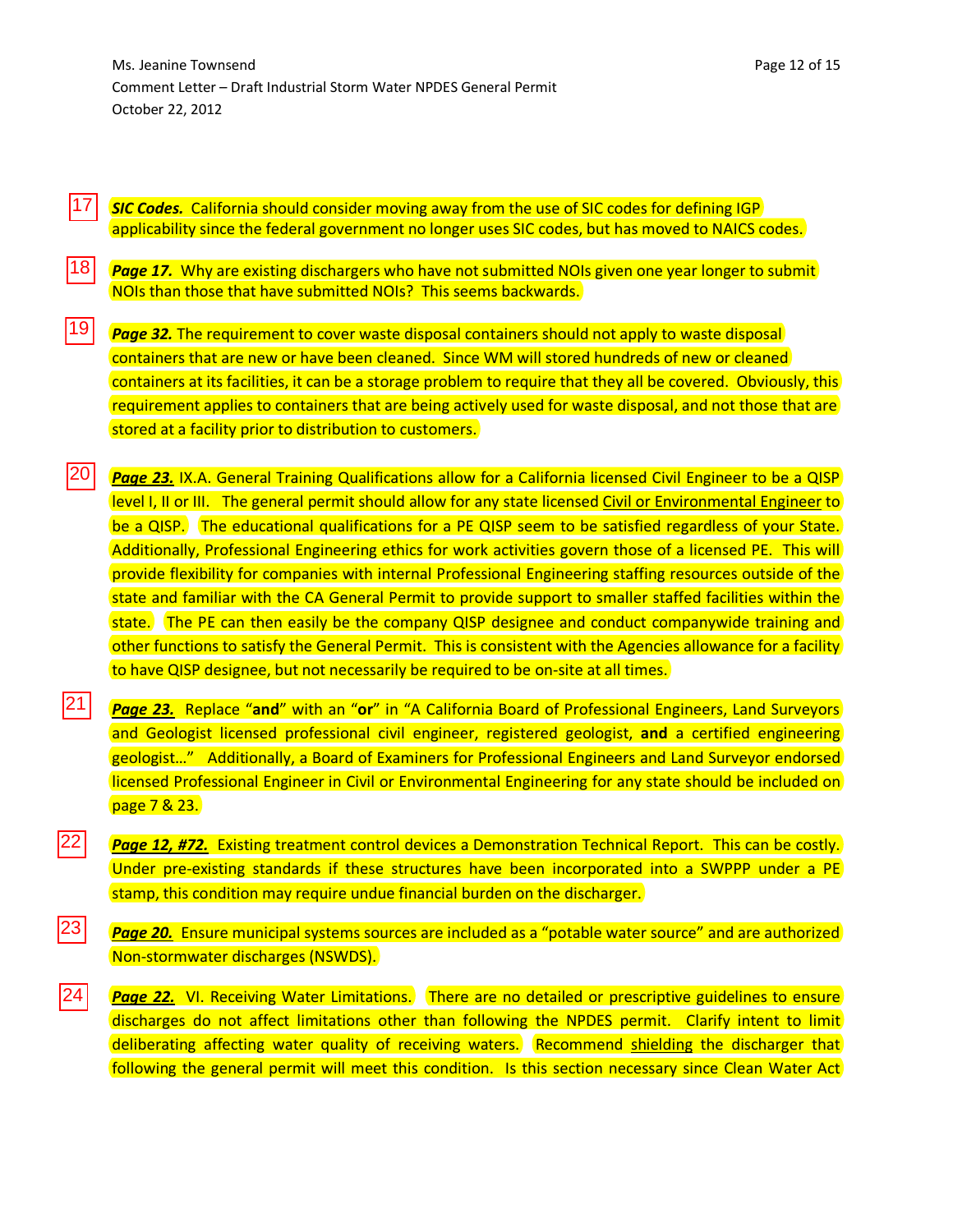17 ***SIC Codes.*** California should consider moving away from the use of SIC codes for defining IGP applicability since the federal government no longer uses SIC codes, but has moved to NAICS codes.

18 ***Page 17.*** Why are existing dischargers who have not submitted NOIs given one year longer to submit NOIs than those that have submitted NOIs? This seems backwards.

19 ***Page 32.*** The requirement to cover waste disposal containers should not apply to waste disposal containers that are new or have been cleaned. Since WM will stored hundreds of new or cleaned containers at its facilities, it can be a storage problem to require that they all be covered. Obviously, this requirement applies to containers that are being actively used for waste disposal, and not those that are stored at a facility prior to distribution to customers.

20 ***Page 23.*** IX.A. General Training Qualifications allow for a California licensed Civil Engineer to be a QISP level I, II or III. The general permit should allow for any state licensed Civil or Environmental Engineer to be a QISP. The educational qualifications for a PE QISP seem to be satisfied regardless of your State. Additionally, Professional Engineering ethics for work activities govern those of a licensed PE. This will provide flexibility for companies with internal Professional Engineering staffing resources outside of the state and familiar with the CA General Permit to provide support to smaller staffed facilities within the state. The PE can then easily be the company QISP designee and conduct companywide training and other functions to satisfy the General Permit. This is consistent with the Agencies allowance for a facility to have QISP designee, but not necessarily be required to be on-site at all times.

21 ***Page 23.*** Replace "**and**" with an "**or**" in "A California Board of Professional Engineers, Land Surveyors and Geologist licensed professional civil engineer, registered geologist, **and** a certified engineering geologist…" Additionally, a Board of Examiners for Professional Engineers and Land Surveyor endorsed licensed Professional Engineer in Civil or Environmental Engineering for any state should be included on page 7 & 23.

22 ***Page 12, #72.*** Existing treatment control devices a Demonstration Technical Report. This can be costly. Under pre-existing standards if these structures have been incorporated into a SWPPP under a PE stamp, this condition may require undue financial burden on the discharger.

23 ***Page 20.*** Ensure municipal systems sources are included as a "potable water source" and are authorized Non-stormwater discharges (NSWDS).

24 ***Page 22.*** VI. Receiving Water Limitations. There are no detailed or prescriptive guidelines to ensure discharges do not affect limitations other than following the NPDES permit. Clarify intent to limit deliberating affecting water quality of receiving waters. Recommend shielding the discharger that following the general permit will meet this condition. Is this section necessary since Clean Water Act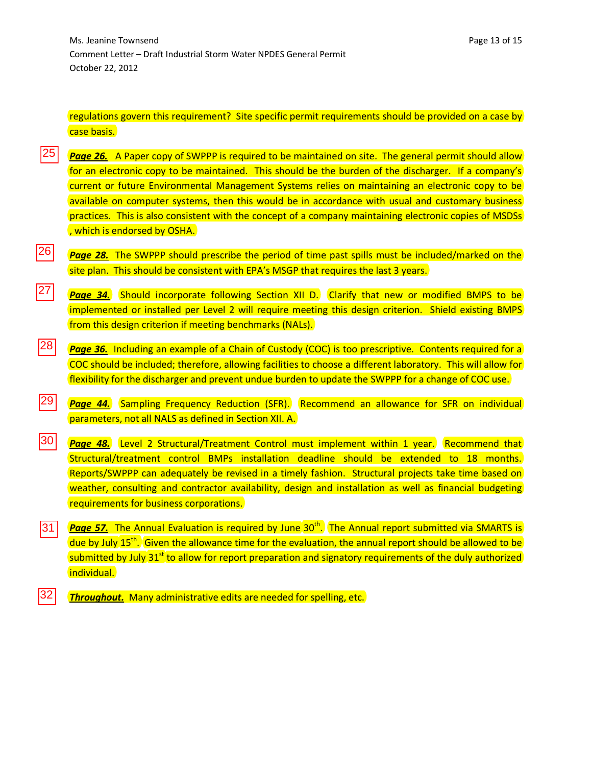regulations govern this requirement? Site specific permit requirements should be provided on a case by case basis.

25 ***Page 26.*** A Paper copy of SWPPP is required to be maintained on site. The general permit should allow for an electronic copy to be maintained. This should be the burden of the discharger. If a company's current or future Environmental Management Systems relies on maintaining an electronic copy to be available on computer systems, then this would be in accordance with usual and customary business practices. This is also consistent with the concept of a company maintaining electronic copies of MSDSs , which is endorsed by OSHA.

26 ***Page 28.*** The SWPPP should prescribe the period of time past spills must be included/marked on the site plan. This should be consistent with EPA's MSGP that requires the last 3 years.

27 ***Page 34.*** Should incorporate following Section XII D. Clarify that new or modified BMPS to be implemented or installed per Level 2 will require meeting this design criterion. Shield existing BMPS from this design criterion if meeting benchmarks (NALs).

28 ***Page 36.*** Including an example of a Chain of Custody (COC) is too prescriptive. Contents required for a COC should be included; therefore, allowing facilities to choose a different laboratory. This will allow for flexibility for the discharger and prevent undue burden to update the SWPPP for a change of COC use.

29 ***Page 44.*** Sampling Frequency Reduction (SFR). Recommend an allowance for SFR on individual parameters, not all NALS as defined in Section XII. A.

30 ***Page 48.*** Level 2 Structural/Treatment Control must implement within 1 year. Recommend that Structural/treatment control BMPs installation deadline should be extended to 18 months. Reports/SWPPP can adequately be revised in a timely fashion. Structural projects take time based on weather, consulting and contractor availability, design and installation as well as financial budgeting requirements for business corporations.

31 ***Page 57.*** The Annual Evaluation is required by June 30th. The Annual report submitted via SMARTS is due by July 15th. Given the allowance time for the evaluation, the annual report should be allowed to be submitted by July 31st to allow for report preparation and signatory requirements of the duly authorized individual.

32 ***Throughout.*** Many administrative edits are needed for spelling, etc.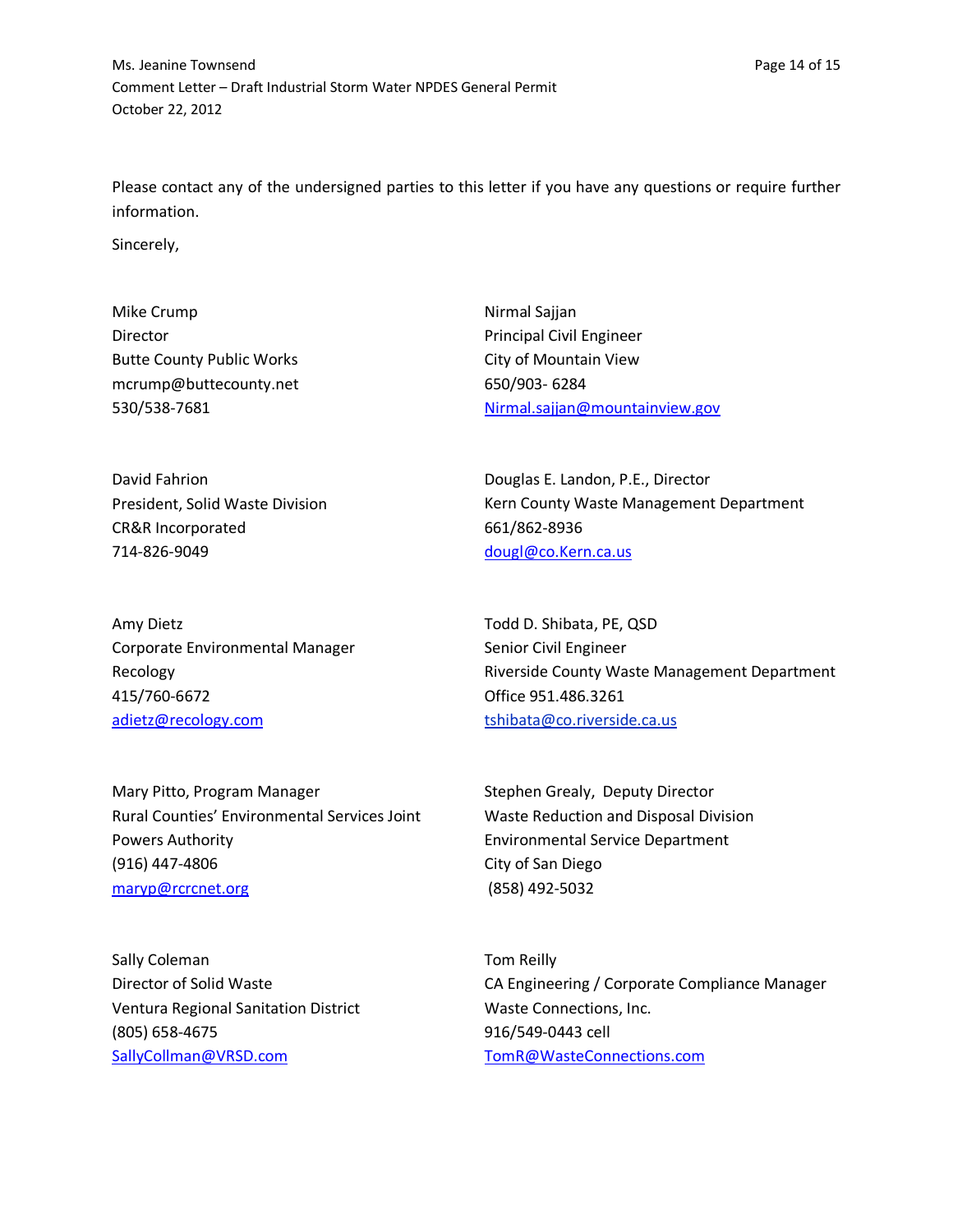Please contact any of the undersigned parties to this letter if you have any questions or require further information.

Sincerely,

Mike Crump
Director
Butte County Public Works
mcrump@buttecounty.net
530/538-7681

Nirmal Sajjan
Principal Civil Engineer
City of Mountain View
650/903- 6284
Nirmal.sajjan@mountainview.gov

David Fahrion
President, Solid Waste Division
CR&R Incorporated
714-826-9049

Douglas E. Landon, P.E., Director
Kern County Waste Management Department
661/862-8936
dougl@co.Kern.ca.us

Amy Dietz
Corporate Environmental Manager
Recology
415/760-6672
adietz@recology.com

Todd D. Shibata, PE, QSD
Senior Civil Engineer
Riverside County Waste Management Department
Office 951.486.3261
tshibata@co.riverside.ca.us

Mary Pitto, Program Manager
Rural Counties' Environmental Services Joint Powers Authority
(916) 447-4806
maryp@rcrcnet.org

Stephen Grealy, Deputy Director
Waste Reduction and Disposal Division
Environmental Service Department
City of San Diego
(858) 492-5032

Sally Coleman
Director of Solid Waste
Ventura Regional Sanitation District
(805) 658-4675
SallyCollman@VRSD.com

Tom Reilly
CA Engineering / Corporate Compliance Manager
Waste Connections, Inc.
916/549-0443 cell
TomR@WasteConnections.com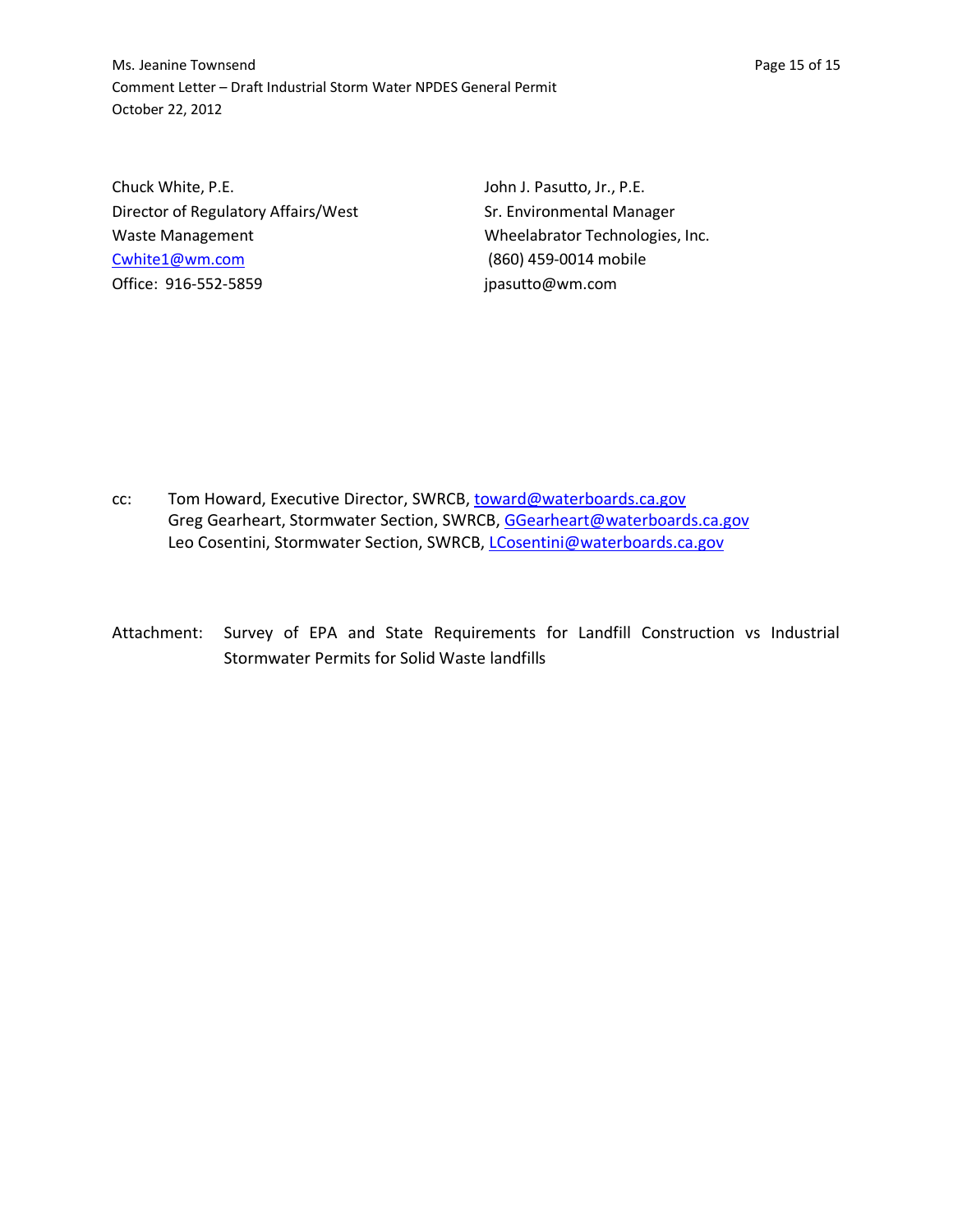Chuck White, P.E.
Director of Regulatory Affairs/West
Waste Management
Cwhite1@wm.com
Office: 916-552-5859

John J. Pasutto, Jr., P.E.
Sr. Environmental Manager
Wheelabrator Technologies, Inc.
(860) 459-0014 mobile
jpasutto@wm.com

cc: Tom Howard, Executive Director, SWRCB, toward@waterboards.ca.gov
Greg Gearheart, Stormwater Section, SWRCB, GGearheart@waterboards.ca.gov
Leo Cosentini, Stormwater Section, SWRCB, LCosentini@waterboards.ca.gov

Attachment: Survey of EPA and State Requirements for Landfill Construction vs Industrial Stormwater Permits for Solid Waste landfills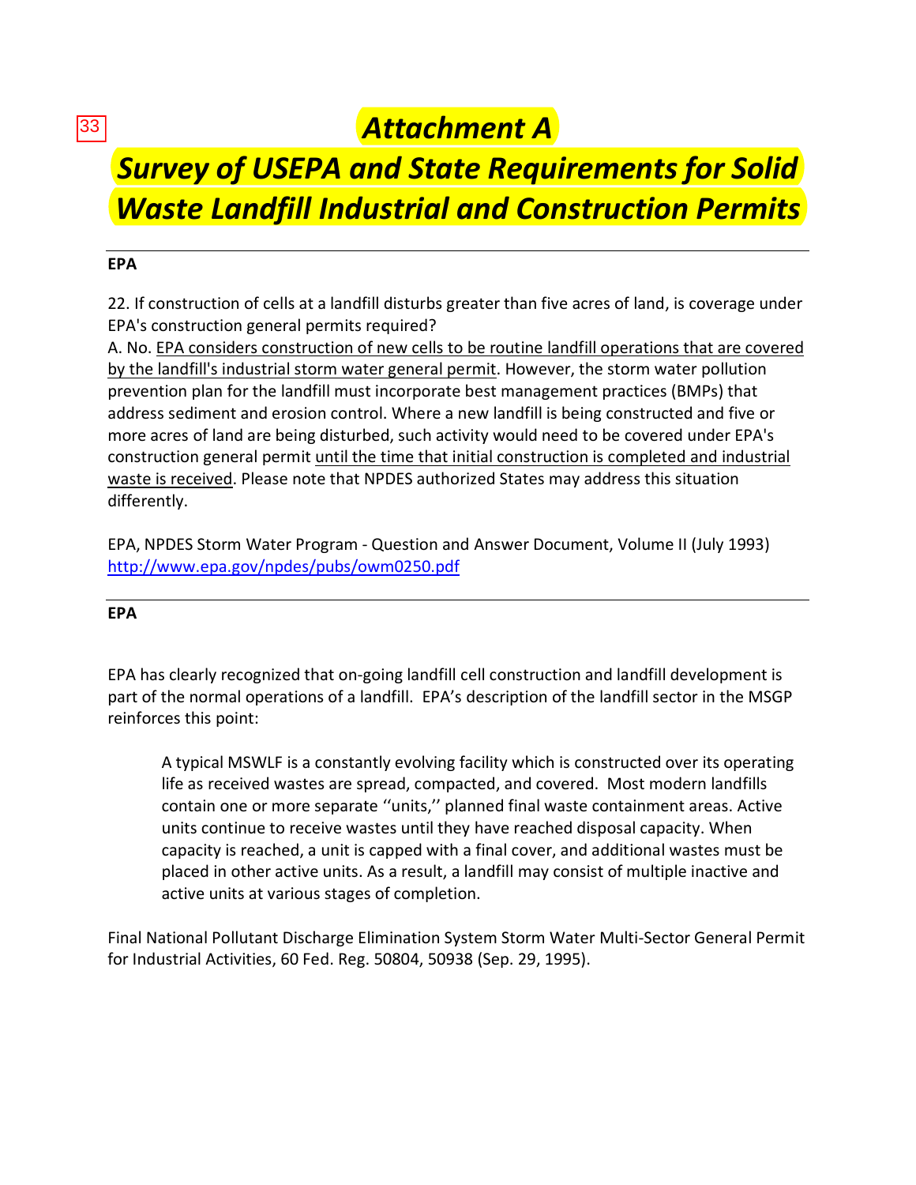# *Attachment A*

# *Survey of USEPA and State Requirements for Solid Waste Landfill Industrial and Construction Permits*

---

**EPA**

22. If construction of cells at a landfill disturbs greater than five acres of land, is coverage under EPA's construction general permits required?

A. No. EPA considers construction of new cells to be routine landfill operations that are covered by the landfill's industrial storm water general permit. However, the storm water pollution prevention plan for the landfill must incorporate best management practices (BMPs) that address sediment and erosion control. Where a new landfill is being constructed and five or more acres of land are being disturbed, such activity would need to be covered under EPA's construction general permit until the time that initial construction is completed and industrial waste is received. Please note that NPDES authorized States may address this situation differently.

EPA, NPDES Storm Water Program - Question and Answer Document, Volume II (July 1993)
http://www.epa.gov/npdes/pubs/owm0250.pdf

---

**EPA**

EPA has clearly recognized that on-going landfill cell construction and landfill development is part of the normal operations of a landfill. EPA's description of the landfill sector in the MSGP reinforces this point:

> A typical MSWLF is a constantly evolving facility which is constructed over its operating life as received wastes are spread, compacted, and covered. Most modern landfills contain one or more separate ''units,'' planned final waste containment areas. Active units continue to receive wastes until they have reached disposal capacity. When capacity is reached, a unit is capped with a final cover, and additional wastes must be placed in other active units. As a result, a landfill may consist of multiple inactive and active units at various stages of completion.

Final National Pollutant Discharge Elimination System Storm Water Multi-Sector General Permit for Industrial Activities, 60 Fed. Reg. 50804, 50938 (Sep. 29, 1995).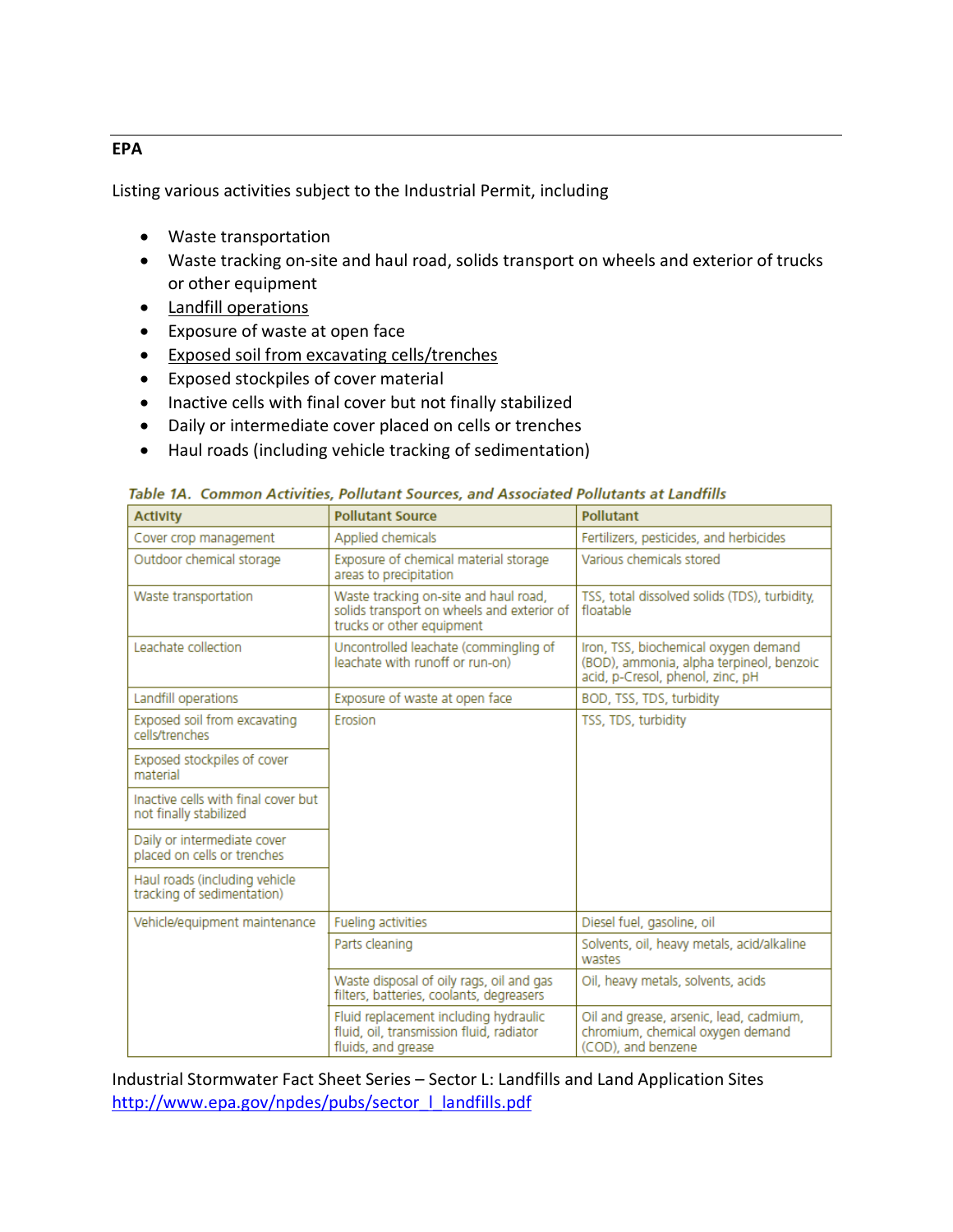**EPA**

Listing various activities subject to the Industrial Permit, including

- Waste transportation
- Waste tracking on-site and haul road, solids transport on wheels and exterior of trucks or other equipment
- Landfill operations
- Exposure of waste at open face
- Exposed soil from excavating cells/trenches
- Exposed stockpiles of cover material
- Inactive cells with final cover but not finally stabilized
- Daily or intermediate cover placed on cells or trenches
- Haul roads (including vehicle tracking of sedimentation)

*Table 1A. Common Activities, Pollutant Sources, and Associated Pollutants at Landfills*

| Activity | Pollutant Source | Pollutant |
|---|---|---|
| Cover crop management | Applied chemicals | Fertilizers, pesticides, and herbicides |
| Outdoor chemical storage | Exposure of chemical material storage areas to precipitation | Various chemicals stored |
| Waste transportation | Waste tracking on-site and haul road, solids transport on wheels and exterior of trucks or other equipment | TSS, total dissolved solids (TDS), turbidity, floatable |
| Leachate collection | Uncontrolled leachate (commingling of leachate with runoff or run-on) | Iron, TSS, biochemical oxygen demand (BOD), ammonia, alpha terpineol, benzoic acid, p-Cresol, phenol, zinc, pH |
| Landfill operations | Exposure of waste at open face | BOD, TSS, TDS, turbidity |
| Exposed soil from excavating cells/trenches | Erosion | TSS, TDS, turbidity |
| Exposed stockpiles of cover material | | |
| Inactive cells with final cover but not finally stabilized | | |
| Daily or intermediate cover placed on cells or trenches | | |
| Haul roads (including vehicle tracking of sedimentation) | | |
| Vehicle/equipment maintenance | Fueling activities | Diesel fuel, gasoline, oil |
| | Parts cleaning | Solvents, oil, heavy metals, acid/alkaline wastes |
| | Waste disposal of oily rags, oil and gas filters, batteries, coolants, degreasers | Oil, heavy metals, solvents, acids |
| | Fluid replacement including hydraulic fluid, oil, transmission fluid, radiator fluids, and grease | Oil and grease, arsenic, lead, cadmium, chromium, chemical oxygen demand (COD), and benzene |

Industrial Stormwater Fact Sheet Series – Sector L: Landfills and Land Application Sites
http://www.epa.gov/npdes/pubs/sector_l_landfills.pdf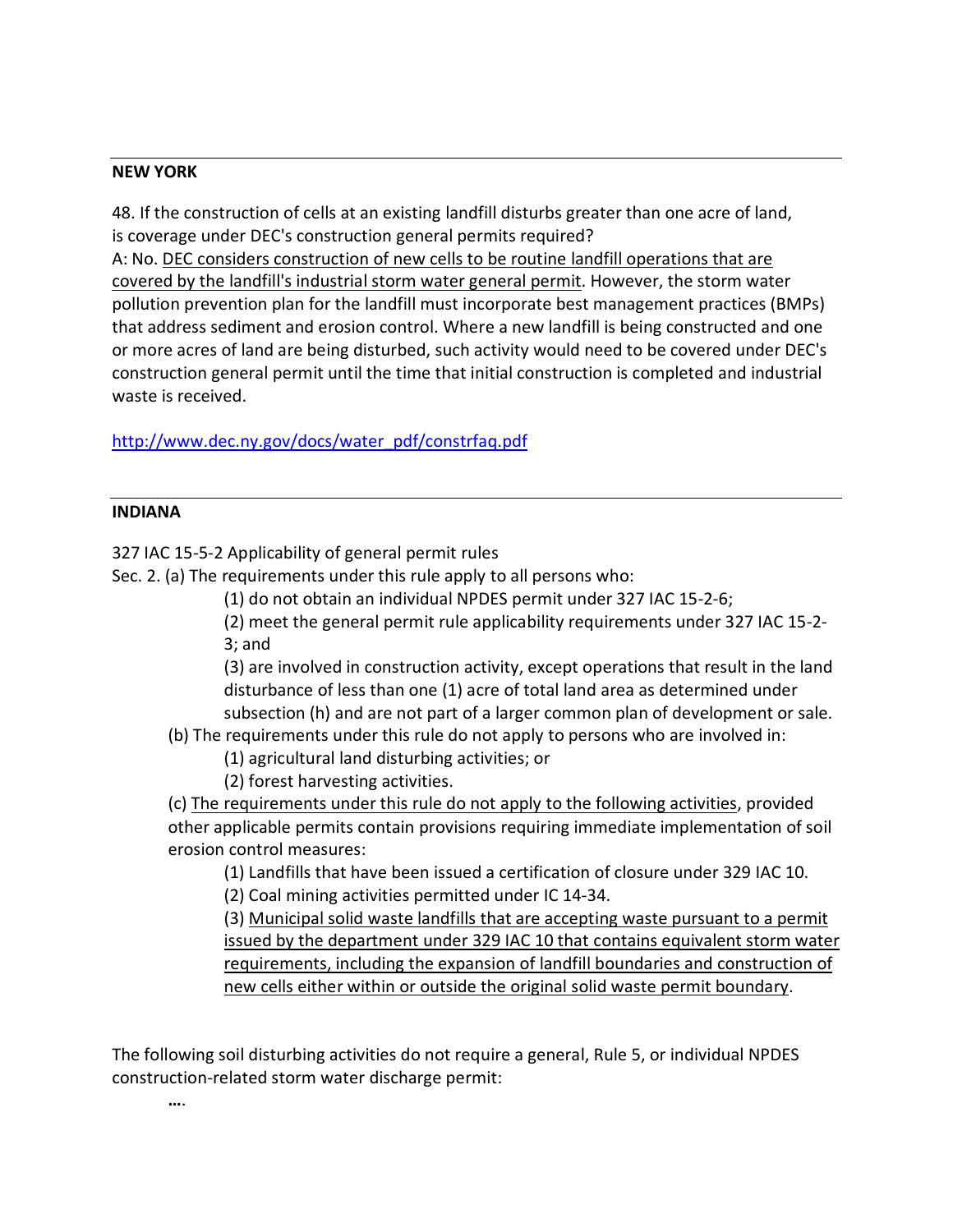---

**NEW YORK**

48. If the construction of cells at an existing landfill disturbs greater than one acre of land, is coverage under DEC's construction general permits required?

A: No. <u>DEC considers construction of new cells to be routine landfill operations that are covered by the landfill's industrial storm water general permit</u>. However, the storm water pollution prevention plan for the landfill must incorporate best management practices (BMPs) that address sediment and erosion control. Where a new landfill is being constructed and one or more acres of land are being disturbed, such activity would need to be covered under DEC's construction general permit until the time that initial construction is completed and industrial waste is received.

http://www.dec.ny.gov/docs/water_pdf/constrfaq.pdf

---

**INDIANA**

327 IAC 15-5-2 Applicability of general permit rules

Sec. 2. (a) The requirements under this rule apply to all persons who:

(1) do not obtain an individual NPDES permit under 327 IAC 15-2-6;

(2) meet the general permit rule applicability requirements under 327 IAC 15-2-3; and

(3) are involved in construction activity, except operations that result in the land disturbance of less than one (1) acre of total land area as determined under subsection (h) and are not part of a larger common plan of development or sale.

(b) The requirements under this rule do not apply to persons who are involved in:

(1) agricultural land disturbing activities; or

(2) forest harvesting activities.

(c) <u>The requirements under this rule do not apply to the following activities</u>, provided other applicable permits contain provisions requiring immediate implementation of soil erosion control measures:

(1) Landfills that have been issued a certification of closure under 329 IAC 10.

(2) Coal mining activities permitted under IC 14-34.

(3) <u>Municipal solid waste landfills that are accepting waste pursuant to a permit issued by the department under 329 IAC 10 that contains equivalent storm water requirements, including the expansion of landfill boundaries and construction of new cells either within or outside the original solid waste permit boundary</u>.

The following soil disturbing activities do not require a general, Rule 5, or individual NPDES construction-related storm water discharge permit:

….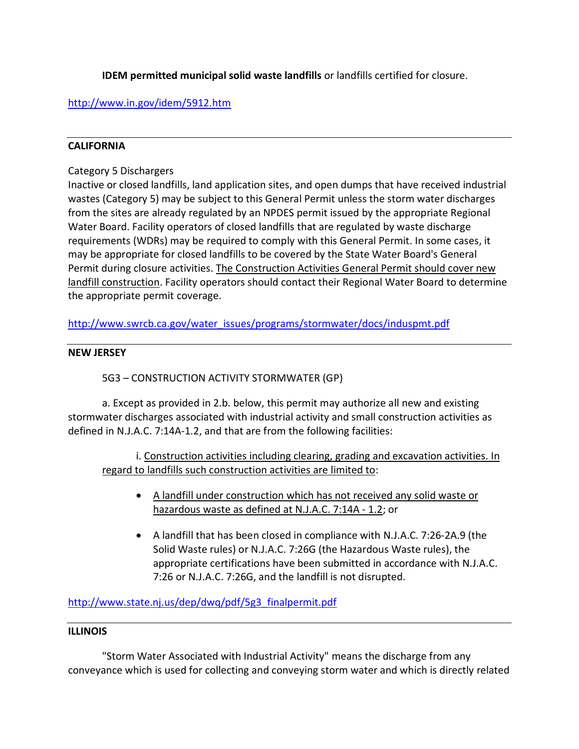**IDEM permitted municipal solid waste landfills** or landfills certified for closure.

http://www.in.gov/idem/5912.htm

---

**CALIFORNIA**

Category 5 Dischargers
Inactive or closed landfills, land application sites, and open dumps that have received industrial wastes (Category 5) may be subject to this General Permit unless the storm water discharges from the sites are already regulated by an NPDES permit issued by the appropriate Regional Water Board. Facility operators of closed landfills that are regulated by waste discharge requirements (WDRs) may be required to comply with this General Permit. In some cases, it may be appropriate for closed landfills to be covered by the State Water Board's General Permit during closure activities. The Construction Activities General Permit should cover new landfill construction. Facility operators should contact their Regional Water Board to determine the appropriate permit coverage.

http://www.swrcb.ca.gov/water_issues/programs/stormwater/docs/induspmt.pdf

---

**NEW JERSEY**

5G3 – CONSTRUCTION ACTIVITY STORMWATER (GP)

a. Except as provided in 2.b. below, this permit may authorize all new and existing stormwater discharges associated with industrial activity and small construction activities as defined in N.J.A.C. 7:14A-1.2, and that are from the following facilities:

i. Construction activities including clearing, grading and excavation activities. In regard to landfills such construction activities are limited to:

- A landfill under construction which has not received any solid waste or hazardous waste as defined at N.J.A.C. 7:14A - 1.2; or
- A landfill that has been closed in compliance with N.J.A.C. 7:26-2A.9 (the Solid Waste rules) or N.J.A.C. 7:26G (the Hazardous Waste rules), the appropriate certifications have been submitted in accordance with N.J.A.C. 7:26 or N.J.A.C. 7:26G, and the landfill is not disrupted.

http://www.state.nj.us/dep/dwq/pdf/5g3_finalpermit.pdf

---

**ILLINOIS**

"Storm Water Associated with Industrial Activity" means the discharge from any conveyance which is used for collecting and conveying storm water and which is directly related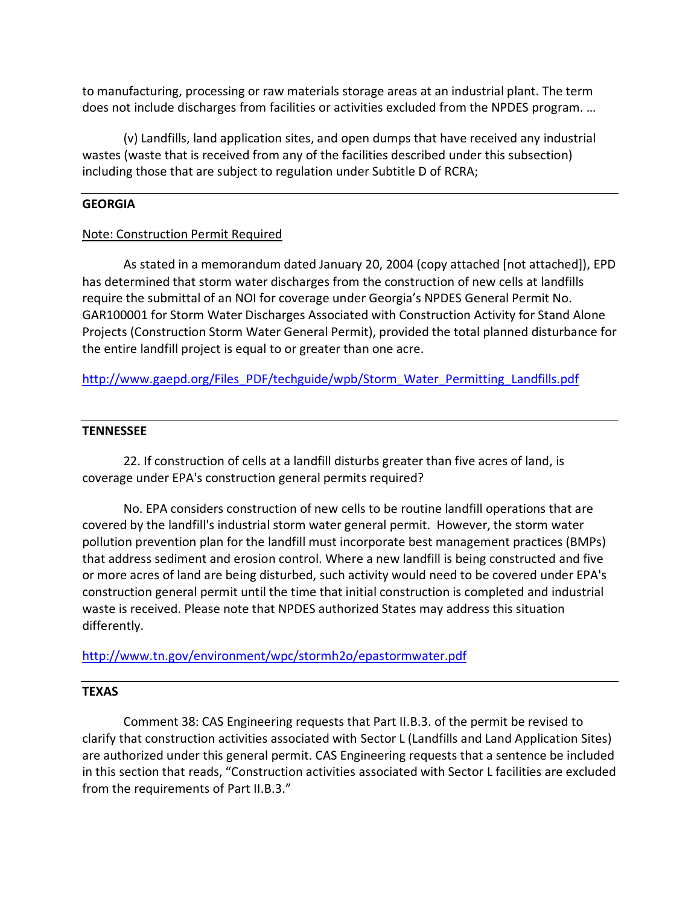to manufacturing, processing or raw materials storage areas at an industrial plant. The term does not include discharges from facilities or activities excluded from the NPDES program. …

(v) Landfills, land application sites, and open dumps that have received any industrial wastes (waste that is received from any of the facilities described under this subsection) including those that are subject to regulation under Subtitle D of RCRA;

---

**GEORGIA**

Note: Construction Permit Required

As stated in a memorandum dated January 20, 2004 (copy attached [not attached]), EPD has determined that storm water discharges from the construction of new cells at landfills require the submittal of an NOI for coverage under Georgia's NPDES General Permit No. GAR100001 for Storm Water Discharges Associated with Construction Activity for Stand Alone Projects (Construction Storm Water General Permit), provided the total planned disturbance for the entire landfill project is equal to or greater than one acre.

http://www.gaepd.org/Files_PDF/techguide/wpb/Storm_Water_Permitting_Landfills.pdf

---

**TENNESSEE**

22. If construction of cells at a landfill disturbs greater than five acres of land, is coverage under EPA's construction general permits required?

No. EPA considers construction of new cells to be routine landfill operations that are covered by the landfill's industrial storm water general permit. However, the storm water pollution prevention plan for the landfill must incorporate best management practices (BMPs) that address sediment and erosion control. Where a new landfill is being constructed and five or more acres of land are being disturbed, such activity would need to be covered under EPA's construction general permit until the time that initial construction is completed and industrial waste is received. Please note that NPDES authorized States may address this situation differently.

http://www.tn.gov/environment/wpc/stormh2o/epastormwater.pdf

---

**TEXAS**

Comment 38: CAS Engineering requests that Part II.B.3. of the permit be revised to clarify that construction activities associated with Sector L (Landfills and Land Application Sites) are authorized under this general permit. CAS Engineering requests that a sentence be included in this section that reads, "Construction activities associated with Sector L facilities are excluded from the requirements of Part II.B.3."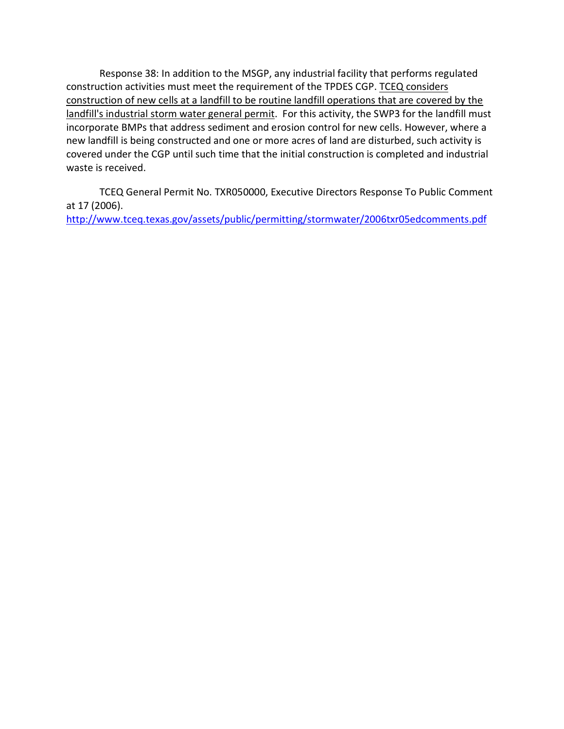Response 38: In addition to the MSGP, any industrial facility that performs regulated construction activities must meet the requirement of the TPDES CGP. <u>TCEQ considers construction of new cells at a landfill to be routine landfill operations that are covered by the landfill's industrial storm water general permit</u>. For this activity, the SWP3 for the landfill must incorporate BMPs that address sediment and erosion control for new cells. However, where a new landfill is being constructed and one or more acres of land are disturbed, such activity is covered under the CGP until such time that the initial construction is completed and industrial waste is received.

TCEQ General Permit No. TXR050000, Executive Directors Response To Public Comment at 17 (2006).
http://www.tceq.texas.gov/assets/public/permitting/stormwater/2006txr05edcomments.pdf